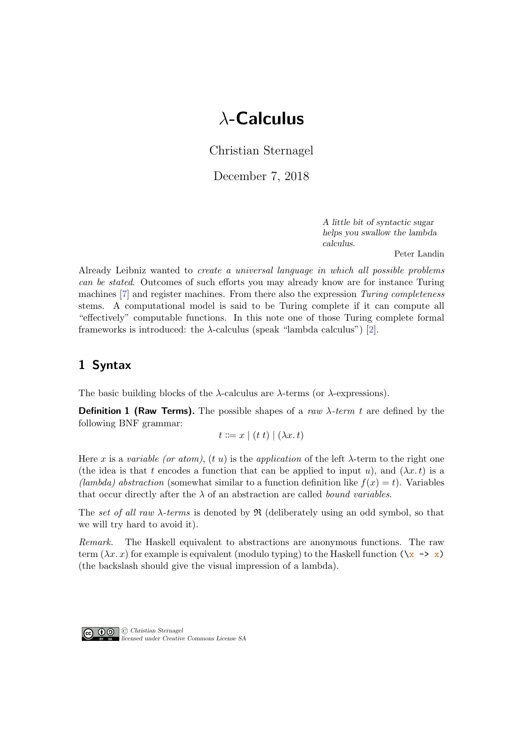# $\lambda$-Calculus

Christian Sternagel

December 7, 2018

> *A little bit of syntactic sugar helps you swallow the lambda calculus.*
>
> Peter Landin

Already Leibniz wanted to *create a universal language in which all possible problems can be stated*. Outcomes of such efforts you may already know are for instance Turing machines [7] and register machines. From there also the expression *Turing completeness* stems. A computational model is said to be Turing complete if it can compute all "effectively" computable functions. In this note one of those Turing complete formal frameworks is introduced: the $\lambda$-calculus (speak "lambda calculus") [2].

## 1 Syntax

The basic building blocks of the $\lambda$-calculus are $\lambda$-terms (or $\lambda$-expressions).

**Definition 1 (Raw Terms).** The possible shapes of a *raw $\lambda$-term* $t$ are defined by the following BNF grammar:

$$t ::= x \mid (t\ t) \mid (\lambda x.\, t)$$

Here $x$ is a *variable (or atom)*, $(t\ u)$ is the *application* of the left $\lambda$-term to the right one (the idea is that $t$ encodes a function that can be applied to input $u$), and $(\lambda x.\, t)$ is a *(lambda) abstraction* (somewhat similar to a function definition like $f(x) = t$). Variables that occur directly after the $\lambda$ of an abstraction are called *bound variables*.

The *set of all raw $\lambda$-terms* is denoted by $\mathfrak{R}$ (deliberately using an odd symbol, so that we will try hard to avoid it).

*Remark.* The Haskell equivalent to abstractions are anonymous functions. The raw term $(\lambda x.\, x)$ for example is equivalent (modulo typing) to the Haskell function `(\x -> x)` (the backslash should give the visual impression of a lambda).

© *Christian Sternagel* *licensed under Creative Commons License SA*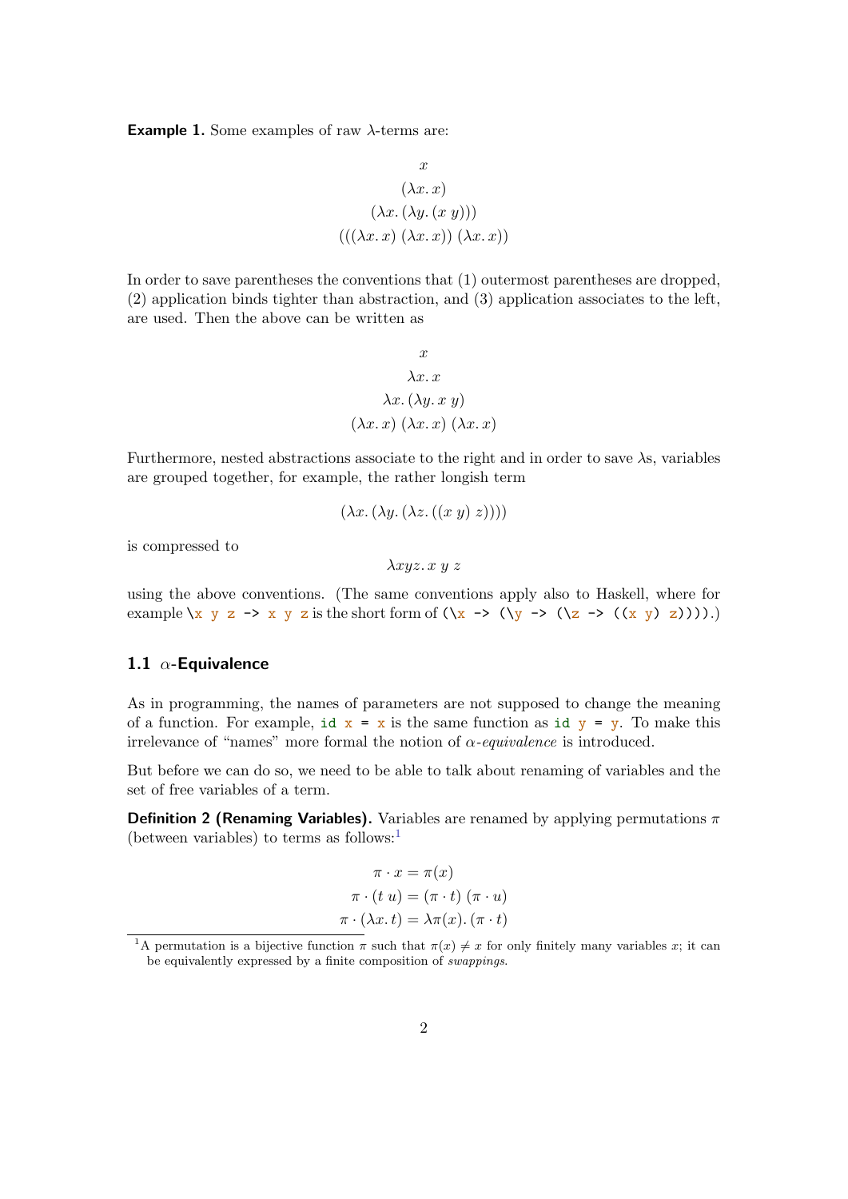**Example 1.** Some examples of raw $\lambda$-terms are:

$$
\begin{gathered}
x \\
(\lambda x.\, x) \\
(\lambda x.\, (\lambda y.\, (x\ y))) \\
(((\lambda x.\, x)\ (\lambda x.\, x))\ (\lambda x.\, x))
\end{gathered}
$$

In order to save parentheses the conventions that (1) outermost parentheses are dropped, (2) application binds tighter than abstraction, and (3) application associates to the left, are used. Then the above can be written as

$$
\begin{gathered}
x \\
\lambda x.\, x \\
\lambda x.\, (\lambda y.\, x\ y) \\
(\lambda x.\, x)\ (\lambda x.\, x)\ (\lambda x.\, x)
\end{gathered}
$$

Furthermore, nested abstractions associate to the right and in order to save $\lambda$s, variables are grouped together, for example, the rather longish term

$$(\lambda x.\, (\lambda y.\, (\lambda z.\, ((x\ y)\ z))))$$

is compressed to

$$\lambda xyz.\, x\ y\ z$$

using the above conventions. (The same conventions apply also to Haskell, where for example `\x y z -> x y z` is the short form of `(\x -> (\y -> (\z -> ((x y) z))))`.)

### 1.1 $\alpha$-Equivalence

As in programming, the names of parameters are not supposed to change the meaning of a function. For example, `id x = x` is the same function as `id y = y`. To make this irrelevance of "names" more formal the notion of *$\alpha$-equivalence* is introduced.

But before we can do so, we need to be able to talk about renaming of variables and the set of free variables of a term.

**Definition 2 (Renaming Variables).** Variables are renamed by applying permutations $\pi$ (between variables) to terms as follows:[1]

$$
\begin{aligned}
\pi \cdot x &= \pi(x) \\
\pi \cdot (t\ u) &= (\pi \cdot t)\ (\pi \cdot u) \\
\pi \cdot (\lambda x.\, t) &= \lambda \pi(x).\, (\pi \cdot t)
\end{aligned}
$$

[1] A permutation is a bijective function $\pi$ such that $\pi(x) \neq x$ for only finitely many variables $x$; it can be equivalently expressed by a finite composition of *swappings*.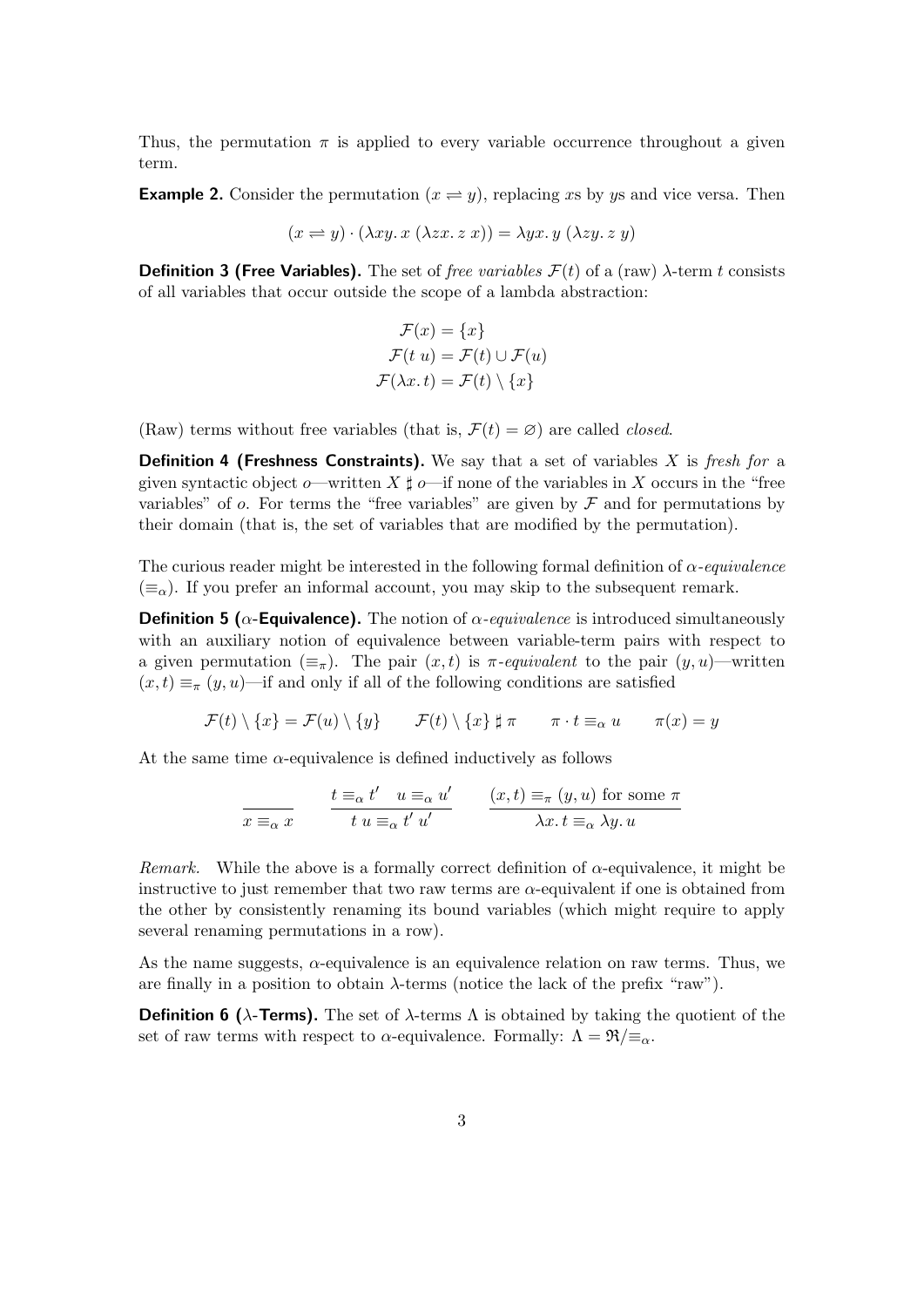Thus, the permutation $\pi$ is applied to every variable occurrence throughout a given term.

**Example 2.** Consider the permutation $(x \rightleftharpoons y)$, replacing $x$s by $y$s and vice versa. Then

$$(x \rightleftharpoons y) \cdot (\lambda xy.\, x\ (\lambda zx.\, z\ x)) = \lambda yx.\, y\ (\lambda zy.\, z\ y)$$

**Definition 3 (Free Variables).** The set of *free variables* $\mathcal{F}(t)$ of a (raw) $\lambda$-term $t$ consists of all variables that occur outside the scope of a lambda abstraction:

$$\begin{aligned} \mathcal{F}(x) &= \{x\} \\ \mathcal{F}(t\ u) &= \mathcal{F}(t) \cup \mathcal{F}(u) \\ \mathcal{F}(\lambda x.\, t) &= \mathcal{F}(t) \setminus \{x\} \end{aligned}$$

(Raw) terms without free variables (that is, $\mathcal{F}(t) = \varnothing$) are called *closed*.

**Definition 4 (Freshness Constraints).** We say that a set of variables $X$ is *fresh for* a given syntactic object $o$—written $X \sharp o$—if none of the variables in $X$ occurs in the "free variables" of $o$. For terms the "free variables" are given by $\mathcal{F}$ and for permutations by their domain (that is, the set of variables that are modified by the permutation).

The curious reader might be interested in the following formal definition of *$\alpha$-equivalence* ($\equiv_\alpha$). If you prefer an informal account, you may skip to the subsequent remark.

**Definition 5 ($\alpha$-Equivalence).** The notion of *$\alpha$-equivalence* is introduced simultaneously with an auxiliary notion of equivalence between variable-term pairs with respect to a given permutation ($\equiv_\pi$). The pair $(x, t)$ is *$\pi$-equivalent* to the pair $(y, u)$—written $(x, t) \equiv_\pi (y, u)$—if and only if all of the following conditions are satisfied

$$\mathcal{F}(t) \setminus \{x\} = \mathcal{F}(u) \setminus \{y\} \qquad \mathcal{F}(t) \setminus \{x\} \sharp \pi \qquad \pi \cdot t \equiv_\alpha u \qquad \pi(x) = y$$

At the same time $\alpha$-equivalence is defined inductively as follows

$$\frac{}{x \equiv_\alpha x} \qquad \frac{t \equiv_\alpha t' \quad u \equiv_\alpha u'}{t\ u \equiv_\alpha t'\ u'} \qquad \frac{(x, t) \equiv_\pi (y, u) \text{ for some } \pi}{\lambda x.\, t \equiv_\alpha \lambda y.\, u}$$

*Remark.* While the above is a formally correct definition of $\alpha$-equivalence, it might be instructive to just remember that two raw terms are $\alpha$-equivalent if one is obtained from the other by consistently renaming its bound variables (which might require to apply several renaming permutations in a row).

As the name suggests, $\alpha$-equivalence is an equivalence relation on raw terms. Thus, we are finally in a position to obtain $\lambda$-terms (notice the lack of the prefix "raw").

**Definition 6 ($\lambda$-Terms).** The set of $\lambda$-terms $\Lambda$ is obtained by taking the quotient of the set of raw terms with respect to $\alpha$-equivalence. Formally: $\Lambda = \mathfrak{R}/{\equiv_\alpha}$.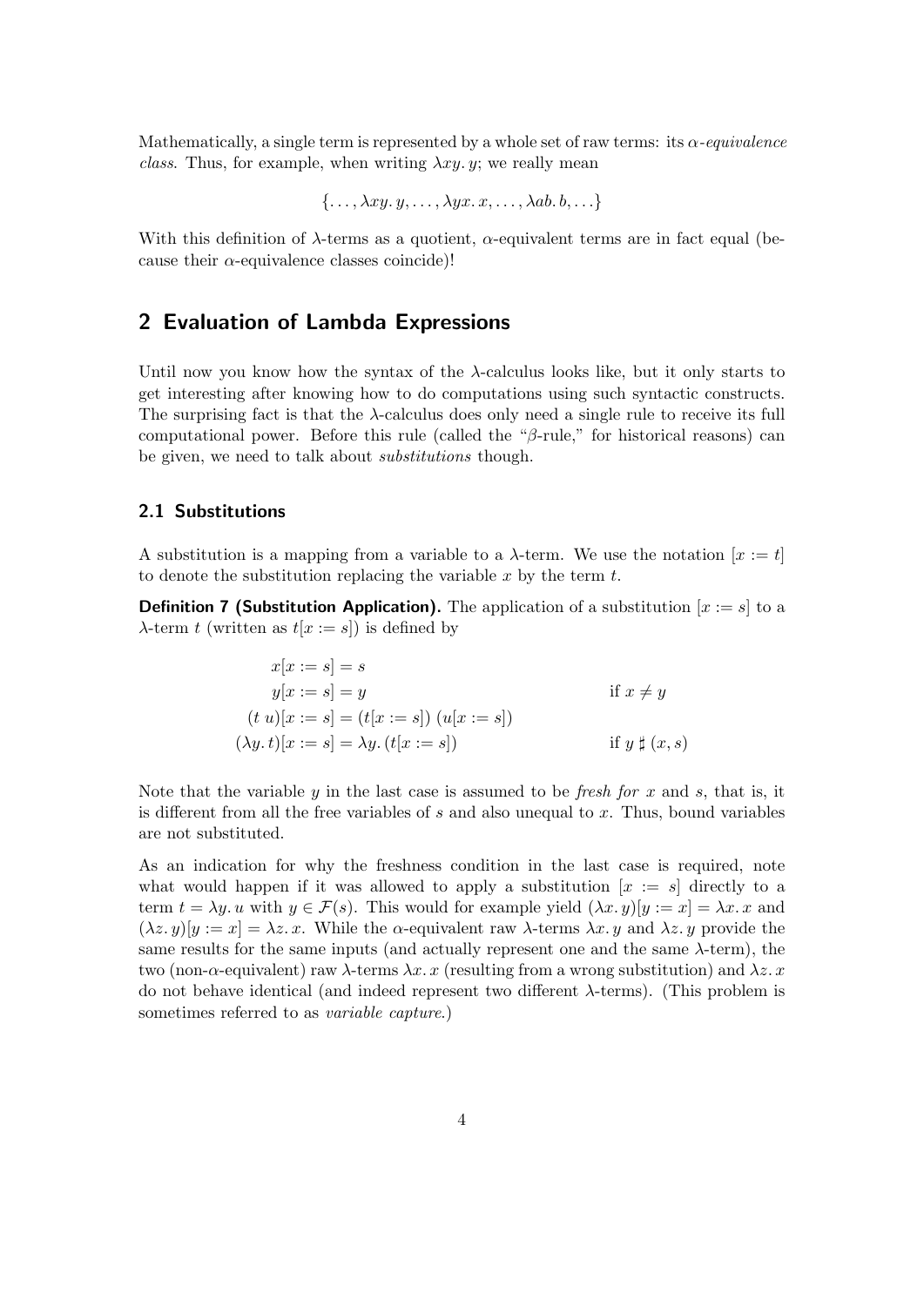Mathematically, a single term is represented by a whole set of raw terms: its *$\alpha$-equivalence class*. Thus, for example, when writing $\lambda xy.\, y$; we really mean

$$\{\ldots, \lambda xy.\, y, \ldots, \lambda yx.\, x, \ldots, \lambda ab.\, b, \ldots\}$$

With this definition of $\lambda$-terms as a quotient, $\alpha$-equivalent terms are in fact equal (because their $\alpha$-equivalence classes coincide)!

## 2 Evaluation of Lambda Expressions

Until now you know how the syntax of the $\lambda$-calculus looks like, but it only starts to get interesting after knowing how to do computations using such syntactic constructs. The surprising fact is that the $\lambda$-calculus does only need a single rule to receive its full computational power. Before this rule (called the "$\beta$-rule," for historical reasons) can be given, we need to talk about *substitutions* though.

### 2.1 Substitutions

A substitution is a mapping from a variable to a $\lambda$-term. We use the notation $[x := t]$ to denote the substitution replacing the variable $x$ by the term $t$.

**Definition 7 (Substitution Application).** The application of a substitution $[x := s]$ to a $\lambda$-term $t$ (written as $t[x := s]$) is defined by

$$
\begin{aligned}
x[x := s] &= s \\
y[x := s] &= y && \text{if } x \neq y \\
(t\ u)[x := s] &= (t[x := s])\ (u[x := s]) \\
(\lambda y.\, t)[x := s] &= \lambda y.\, (t[x := s]) && \text{if } y \sharp (x, s)
\end{aligned}
$$

Note that the variable $y$ in the last case is assumed to be *fresh for* $x$ and $s$, that is, it is different from all the free variables of $s$ and also unequal to $x$. Thus, bound variables are not substituted.

As an indication for why the freshness condition in the last case is required, note what would happen if it was allowed to apply a substitution $[x := s]$ directly to a term $t = \lambda y.\, u$ with $y \in \mathcal{F}(s)$. This would for example yield $(\lambda x.\, y)[y := x] = \lambda x.\, x$ and $(\lambda z.\, y)[y := x] = \lambda z.\, x$. While the $\alpha$-equivalent raw $\lambda$-terms $\lambda x.\, y$ and $\lambda z.\, y$ provide the same results for the same inputs (and actually represent one and the same $\lambda$-term), the two (non-$\alpha$-equivalent) raw $\lambda$-terms $\lambda x.\, x$ (resulting from a wrong substitution) and $\lambda z.\, x$ do not behave identical (and indeed represent two different $\lambda$-terms). (This problem is sometimes referred to as *variable capture*.)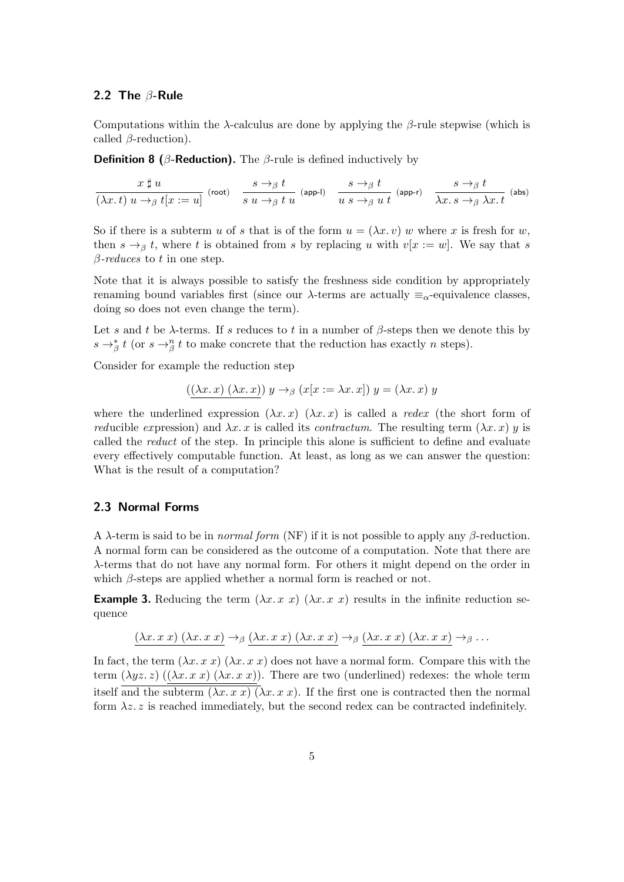### 2.2 The $\beta$-Rule

Computations within the $\lambda$-calculus are done by applying the $\beta$-rule stepwise (which is called $\beta$-reduction).

**Definition 8 ($\beta$-Reduction).** The $\beta$-rule is defined inductively by

$$\frac{x \sharp u}{(\lambda x.\, t)\ u \to_\beta t[x := u]}\ \textsf{(root)} \qquad \frac{s \to_\beta t}{s\ u \to_\beta t\ u}\ \textsf{(app-l)} \qquad \frac{s \to_\beta t}{u\ s \to_\beta u\ t}\ \textsf{(app-r)} \qquad \frac{s \to_\beta t}{\lambda x.\, s \to_\beta \lambda x.\, t}\ \textsf{(abs)}$$

So if there is a subterm $u$ of $s$ that is of the form $u = (\lambda x.\, v)\ w$ where $x$ is fresh for $w$, then $s \to_\beta t$, where $t$ is obtained from $s$ by replacing $u$ with $v[x := w]$. We say that $s$ *$\beta$-reduces* to $t$ in one step.

Note that it is always possible to satisfy the freshness side condition by appropriately renaming bound variables first (since our $\lambda$-terms are actually $\equiv_\alpha$-equivalence classes, doing so does not even change the term).

Let $s$ and $t$ be $\lambda$-terms. If $s$ reduces to $t$ in a number of $\beta$-steps then we denote this by $s \to_\beta^* t$ (or $s \to_\beta^n t$ to make concrete that the reduction has exactly $n$ steps).

Consider for example the reduction step

$$(\underline{(\lambda x.\, x)\ (\lambda x.\, x)})\ y \to_\beta (x[x := \lambda x.\, x])\ y = (\lambda x.\, x)\ y$$

where the underlined expression $(\lambda x.\, x)\ (\lambda x.\, x)$ is called a *redex* (the short form of *red*ucible *ex*pression) and $\lambda x.\, x$ is called its *contractum*. The resulting term $(\lambda x.\, x)\ y$ is called the *reduct* of the step. In principle this alone is sufficient to define and evaluate every effectively computable function. At least, as long as we can answer the question: What is the result of a computation?

### 2.3 Normal Forms

A $\lambda$-term is said to be in *normal form* (NF) if it is not possible to apply any $\beta$-reduction. A normal form can be considered as the outcome of a computation. Note that there are $\lambda$-terms that do not have any normal form. For others it might depend on the order in which $\beta$-steps are applied whether a normal form is reached or not.

**Example 3.** Reducing the term $(\lambda x.\, x\ x)\ (\lambda x.\, x\ x)$ results in the infinite reduction sequence

$$\underline{(\lambda x.\, x\ x)\ (\lambda x.\, x\ x)} \to_\beta \underline{(\lambda x.\, x\ x)\ (\lambda x.\, x\ x)} \to_\beta \underline{(\lambda x.\, x\ x)\ (\lambda x.\, x\ x)} \to_\beta \ldots$$

In fact, the term $(\lambda x.\, x\ x)\ (\lambda x.\, x\ x)$ does not have a normal form. Compare this with the term $\overline{(\lambda yz.\, z)\ (\underline{(\lambda x.\, x\ x)\ (\lambda x.\, x\ x)})}$. There are two (underlined) redexes: the whole term itself and the subterm $(\lambda x.\, x\ x)\ (\lambda x.\, x\ x)$. If the first one is contracted then the normal form $\lambda z.\, z$ is reached immediately, but the second redex can be contracted indefinitely.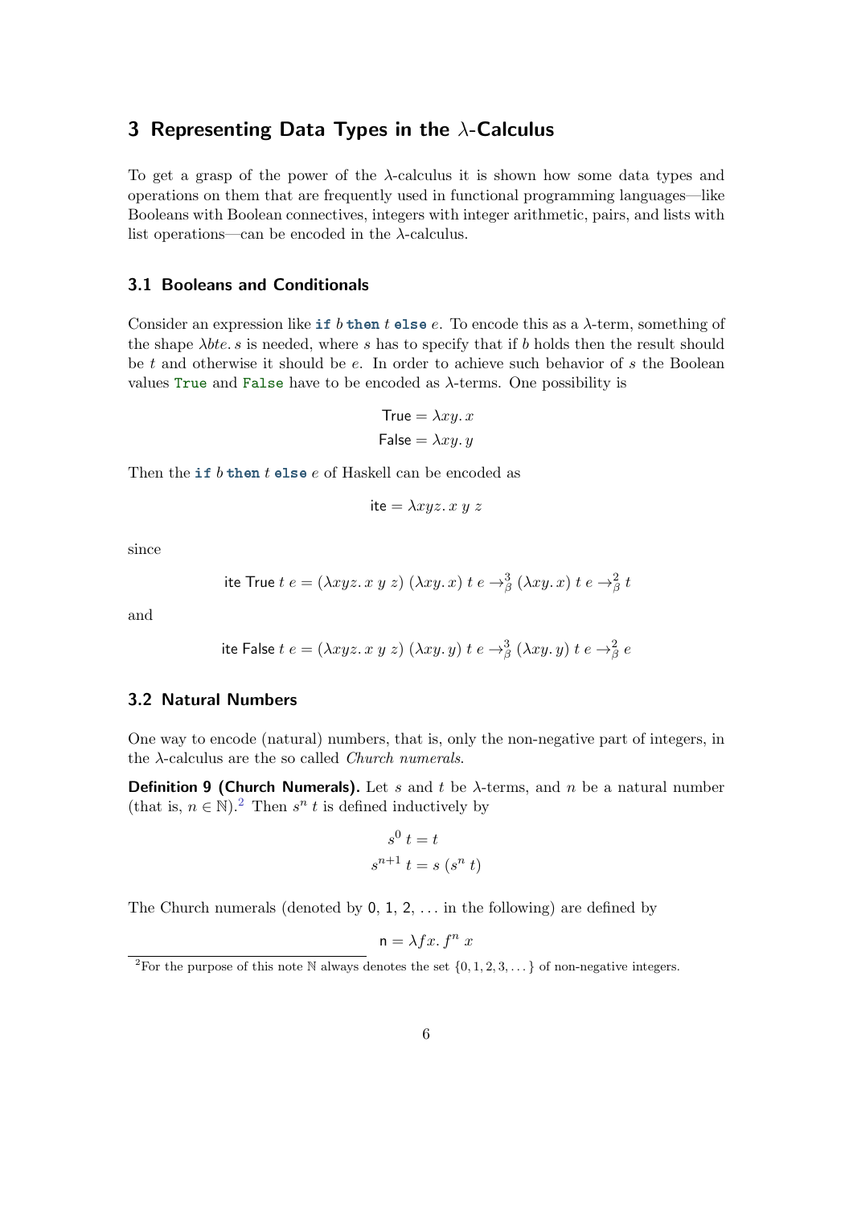## 3 Representing Data Types in the $\lambda$-Calculus

To get a grasp of the power of the $\lambda$-calculus it is shown how some data types and operations on them that are frequently used in functional programming languages—like Booleans with Boolean connectives, integers with integer arithmetic, pairs, and lists with list operations—can be encoded in the $\lambda$-calculus.

### 3.1 Booleans and Conditionals

Consider an expression like `if` $b$ `then` $t$ `else` $e$. To encode this as a $\lambda$-term, something of the shape $\lambda bte.\, s$ is needed, where $s$ has to specify that if $b$ holds then the result should be $t$ and otherwise it should be $e$. In order to achieve such behavior of $s$ the Boolean values `True` and `False` have to be encoded as $\lambda$-terms. One possibility is

$$\mathsf{True} = \lambda xy.\, x$$
$$\mathsf{False} = \lambda xy.\, y$$

Then the `if` $b$ `then` $t$ `else` $e$ of Haskell can be encoded as

$$\mathsf{ite} = \lambda xyz.\, x\ y\ z$$

since

$$\mathsf{ite}\ \mathsf{True}\ t\ e = (\lambda xyz.\, x\ y\ z)\ (\lambda xy.\, x)\ t\ e \to_\beta^3 (\lambda xy.\, x)\ t\ e \to_\beta^2 t$$

and

$$\mathsf{ite}\ \mathsf{False}\ t\ e = (\lambda xyz.\, x\ y\ z)\ (\lambda xy.\, y)\ t\ e \to_\beta^3 (\lambda xy.\, y)\ t\ e \to_\beta^2 e$$

### 3.2 Natural Numbers

One way to encode (natural) numbers, that is, only the non-negative part of integers, in the $\lambda$-calculus are the so called *Church numerals*.

**Definition 9 (Church Numerals).** Let $s$ and $t$ be $\lambda$-terms, and $n$ be a natural number (that is, $n \in \mathbb{N}$).[2] Then $s^n\ t$ is defined inductively by

$$s^0\ t = t$$
$$s^{n+1}\ t = s\ (s^n\ t)$$

The Church numerals (denoted by $\mathsf{0}$, $\mathsf{1}$, $\mathsf{2}$, ... in the following) are defined by

$$\mathsf{n} = \lambda fx.\, f^n\ x$$

[2] For the purpose of this note $\mathbb{N}$ always denotes the set $\{0, 1, 2, 3, \dots\}$ of non-negative integers.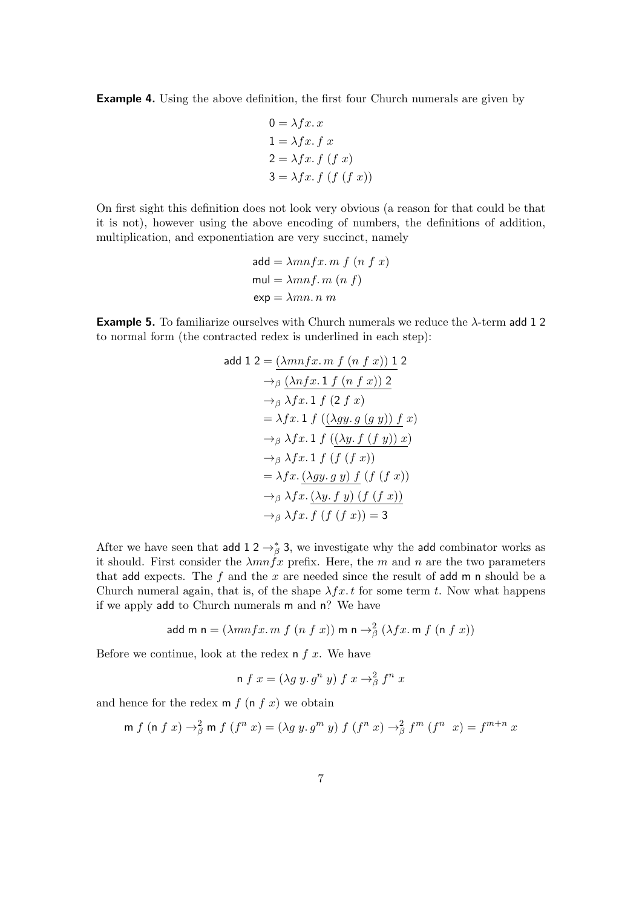**Example 4.** Using the above definition, the first four Church numerals are given by

$$
\begin{aligned}
\mathsf{0} &= \lambda f x.\, x \\
\mathsf{1} &= \lambda f x.\, f\ x \\
\mathsf{2} &= \lambda f x.\, f\ (f\ x) \\
\mathsf{3} &= \lambda f x.\, f\ (f\ (f\ x))
\end{aligned}
$$

On first sight this definition does not look very obvious (a reason for that could be that it is not), however using the above encoding of numbers, the definitions of addition, multiplication, and exponentiation are very succinct, namely

$$
\begin{aligned}
\mathsf{add} &= \lambda m n f x.\, m\ f\ (n\ f\ x) \\
\mathsf{mul} &= \lambda m n f.\, m\ (n\ f) \\
\mathsf{exp} &= \lambda m n.\, n\ m
\end{aligned}
$$

**Example 5.** To familiarize ourselves with Church numerals we reduce the $\lambda$-term $\mathsf{add}\ \mathsf{1}\ \mathsf{2}$ to normal form (the contracted redex is underlined in each step):

$$
\begin{aligned}
\mathsf{add}\ \mathsf{1}\ \mathsf{2} &= \underline{(\lambda m n f x.\, m\ f\ (n\ f\ x))\ \mathsf{1}}\ \mathsf{2} \\
&\to_\beta \underline{(\lambda n f x.\, \mathsf{1}\ f\ (n\ f\ x))\ \mathsf{2}} \\
&\to_\beta \lambda f x.\, \mathsf{1}\ f\ (\mathsf{2}\ f\ x) \\
&= \lambda f x.\, \mathsf{1}\ f\ (\underline{(\lambda g y.\, g\ (g\ y))\ f}\ x) \\
&\to_\beta \lambda f x.\, \mathsf{1}\ f\ (\underline{(\lambda y.\, f\ (f\ y))\ x}) \\
&\to_\beta \lambda f x.\, \mathsf{1}\ f\ (f\ (f\ x)) \\
&= \lambda f x.\, \underline{(\lambda g y.\, g\ y)\ f}\ (f\ (f\ x)) \\
&\to_\beta \lambda f x.\, \underline{(\lambda y.\, f\ y)\ (f\ (f\ x))} \\
&\to_\beta \lambda f x.\, f\ (f\ (f\ x)) = \mathsf{3}
\end{aligned}
$$

After we have seen that $\mathsf{add}\ \mathsf{1}\ \mathsf{2} \to_\beta^* \mathsf{3}$, we investigate why the $\mathsf{add}$ combinator works as it should. First consider the $\lambda m n f x$ prefix. Here, the $m$ and $n$ are the two parameters that $\mathsf{add}$ expects. The $f$ and the $x$ are needed since the result of $\mathsf{add}\ \mathsf{m}\ \mathsf{n}$ should be a Church numeral again, that is, of the shape $\lambda f x.\, t$ for some term $t$. Now what happens if we apply $\mathsf{add}$ to Church numerals $\mathsf{m}$ and $\mathsf{n}$? We have

$$
\mathsf{add}\ \mathsf{m}\ \mathsf{n} = (\lambda m n f x.\, m\ f\ (n\ f\ x))\ \mathsf{m}\ \mathsf{n} \to_\beta^2 (\lambda f x.\, \mathsf{m}\ f\ (\mathsf{n}\ f\ x))
$$

Before we continue, look at the redex $\mathsf{n}\ f\ x$. We have

$$
\mathsf{n}\ f\ x = (\lambda g\, y.\, g^n\ y)\ f\ x \to_\beta^2 f^n\ x
$$

and hence for the redex $\mathsf{m}\ f\ (\mathsf{n}\ f\ x)$ we obtain

$$
\mathsf{m}\ f\ (\mathsf{n}\ f\ x) \to_\beta^2 \mathsf{m}\ f\ (f^n\ x) = (\lambda g\, y.\, g^m\ y)\ f\ (f^n\ x) \to_\beta^2 f^m\ (f^n\ \ x) = f^{m+n}\ x
$$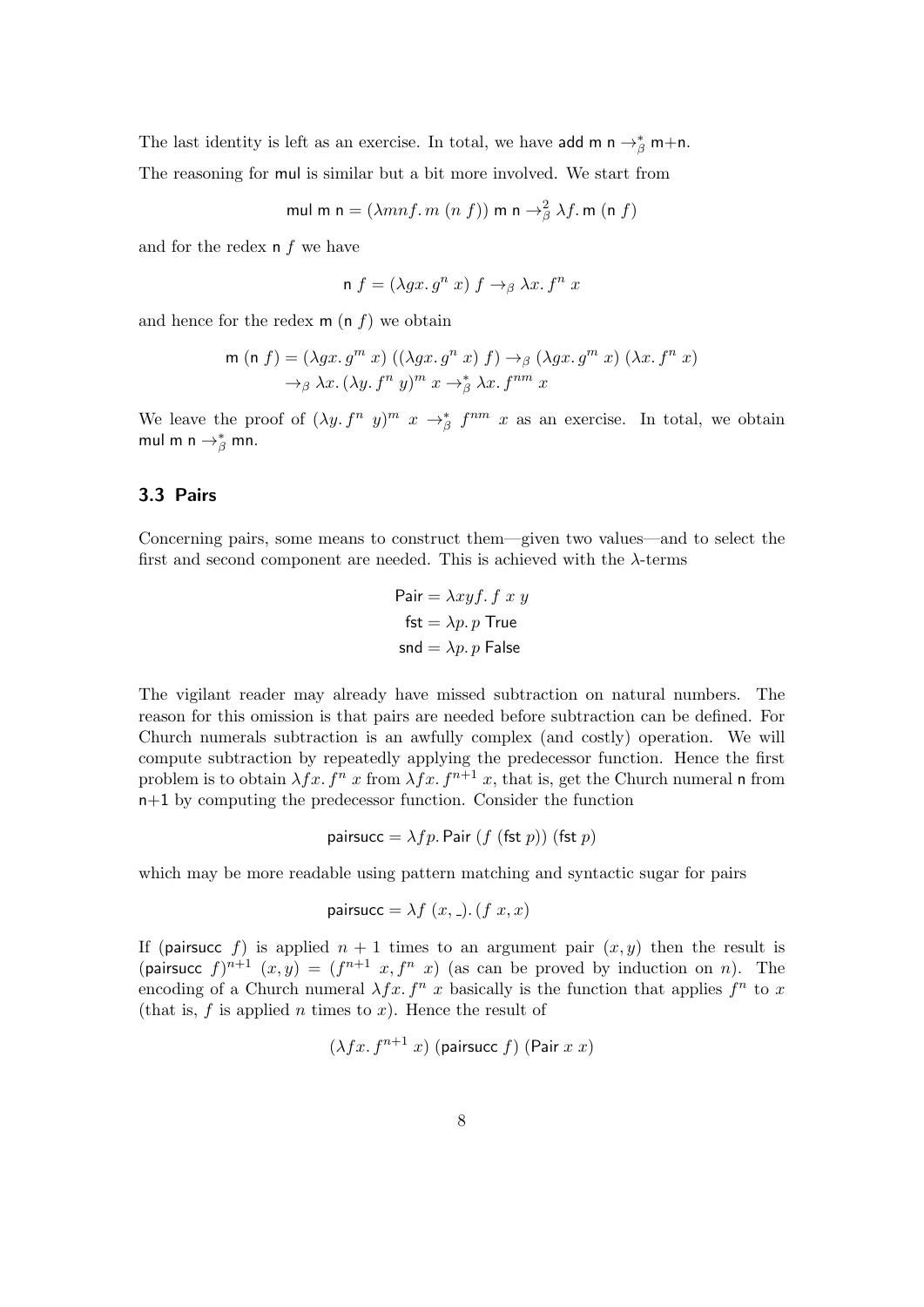The last identity is left as an exercise. In total, we have $\mathsf{add}\ \mathsf{m}\ \mathsf{n} \rightarrow^*_\beta \mathsf{m{+}n}$.

The reasoning for $\mathsf{mul}$ is similar but a bit more involved. We start from

$$\mathsf{mul}\ \mathsf{m}\ \mathsf{n} = (\lambda mnf.\, m\ (n\ f))\ \mathsf{m}\ \mathsf{n} \rightarrow^2_\beta \lambda f.\, \mathsf{m}\ (\mathsf{n}\ f)$$

and for the redex $\mathsf{n}\ f$ we have

$$\mathsf{n}\ f = (\lambda gx.\, g^n\ x)\ f \rightarrow_\beta \lambda x.\, f^n\ x$$

and hence for the redex $\mathsf{m}\ (\mathsf{n}\ f)$ we obtain

$$\begin{aligned}\mathsf{m}\ (\mathsf{n}\ f) &= (\lambda gx.\, g^m\ x)\ ((\lambda gx.\, g^n\ x)\ f) \rightarrow_\beta (\lambda gx.\, g^m\ x)\ (\lambda x.\, f^n\ x)\\ &\rightarrow_\beta \lambda x.\, (\lambda y.\, f^n\ y)^m\ x \rightarrow^*_\beta \lambda x.\, f^{nm}\ x\end{aligned}$$

We leave the proof of $(\lambda y.\, f^n\ y)^m\ x \rightarrow^*_\beta f^{nm}\ x$ as an exercise. In total, we obtain $\mathsf{mul}\ \mathsf{m}\ \mathsf{n} \rightarrow^*_\beta \mathsf{mn}$.

### 3.3 Pairs

Concerning pairs, some means to construct them—given two values—and to select the first and second component are needed. This is achieved with the $\lambda$-terms

$$\begin{aligned}\mathsf{Pair} &= \lambda xyf.\, f\ x\ y\\ \mathsf{fst} &= \lambda p.\, p\ \mathsf{True}\\ \mathsf{snd} &= \lambda p.\, p\ \mathsf{False}\end{aligned}$$

The vigilant reader may already have missed subtraction on natural numbers. The reason for this omission is that pairs are needed before subtraction can be defined. For Church numerals subtraction is an awfully complex (and costly) operation. We will compute subtraction by repeatedly applying the predecessor function. Hence the first problem is to obtain $\lambda fx.\, f^n\ x$ from $\lambda fx.\, f^{n+1}\ x$, that is, get the Church numeral $\mathsf{n}$ from $\mathsf{n{+}1}$ by computing the predecessor function. Consider the function

$$\mathsf{pairsucc} = \lambda fp.\, \mathsf{Pair}\ (f\ (\mathsf{fst}\ p))\ (\mathsf{fst}\ p)$$

which may be more readable using pattern matching and syntactic sugar for pairs

$$\mathsf{pairsucc} = \lambda f\ (x, \_).\, (f\ x, x)$$

If $(\mathsf{pairsucc}\ f)$ is applied $n + 1$ times to an argument pair $(x, y)$ then the result is $(\mathsf{pairsucc}\ f)^{n+1}\ (x, y) = (f^{n+1}\ x, f^n\ x)$ (as can be proved by induction on $n$). The encoding of a Church numeral $\lambda fx.\, f^n\ x$ basically is the function that applies $f^n$ to $x$ (that is, $f$ is applied $n$ times to $x$). Hence the result of

$$(\lambda fx.\, f^{n+1}\ x)\ (\mathsf{pairsucc}\ f)\ (\mathsf{Pair}\ x\ x)$$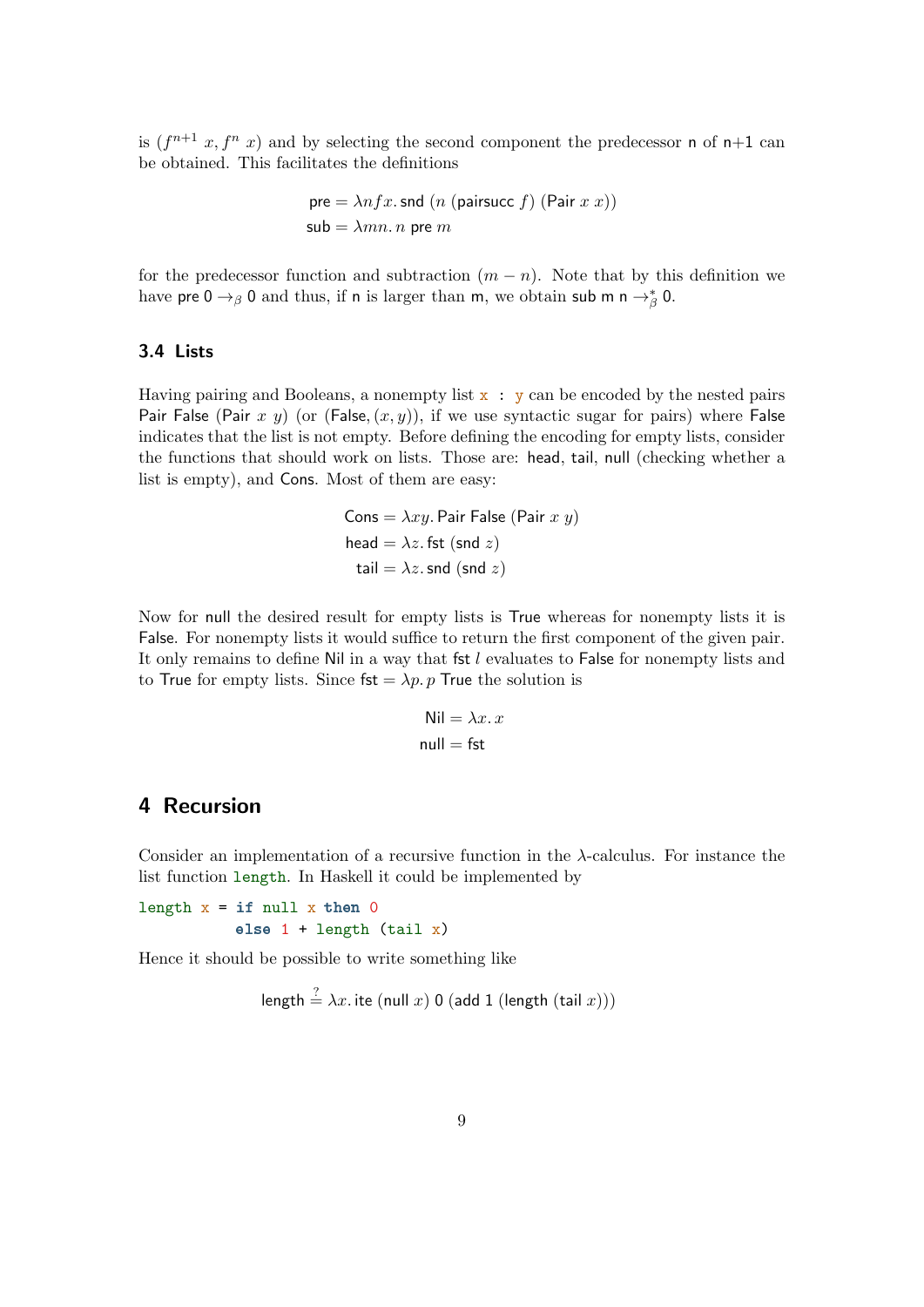is $(f^{n+1}\ x, f^n\ x)$ and by selecting the second component the predecessor $\mathsf{n}$ of $\mathsf{n{+}1}$ can be obtained. This facilitates the definitions

$$\begin{aligned} \mathsf{pre} &= \lambda n f x.\, \mathsf{snd}\ (n\ (\mathsf{pairsucc}\ f)\ (\mathsf{Pair}\ x\ x)) \\ \mathsf{sub} &= \lambda m n.\, n\ \mathsf{pre}\ m \end{aligned}$$

for the predecessor function and subtraction $(m - n)$. Note that by this definition we have $\mathsf{pre}\ 0 \rightarrow_\beta 0$ and thus, if $\mathsf{n}$ is larger than $\mathsf{m}$, we obtain $\mathsf{sub}\ \mathsf{m}\ \mathsf{n} \rightarrow_\beta^* 0$.

### 3.4 Lists

Having pairing and Booleans, a nonempty list `x : y` can be encoded by the nested pairs $\mathsf{Pair}\ \mathsf{False}\ (\mathsf{Pair}\ x\ y)$ (or $(\mathsf{False}, (x, y))$, if we use syntactic sugar for pairs) where $\mathsf{False}$ indicates that the list is not empty. Before defining the encoding for empty lists, consider the functions that should work on lists. Those are: $\mathsf{head}$, $\mathsf{tail}$, $\mathsf{null}$ (checking whether a list is empty), and $\mathsf{Cons}$. Most of them are easy:

$$\begin{aligned} \mathsf{Cons} &= \lambda x y.\, \mathsf{Pair}\ \mathsf{False}\ (\mathsf{Pair}\ x\ y) \\ \mathsf{head} &= \lambda z.\, \mathsf{fst}\ (\mathsf{snd}\ z) \\ \mathsf{tail} &= \lambda z.\, \mathsf{snd}\ (\mathsf{snd}\ z) \end{aligned}$$

Now for $\mathsf{null}$ the desired result for empty lists is $\mathsf{True}$ whereas for nonempty lists it is $\mathsf{False}$. For nonempty lists it would suffice to return the first component of the given pair. It only remains to define $\mathsf{Nil}$ in a way that $\mathsf{fst}\ l$ evaluates to $\mathsf{False}$ for nonempty lists and to $\mathsf{True}$ for empty lists. Since $\mathsf{fst} = \lambda p.\, p\ \mathsf{True}$ the solution is

$$\begin{aligned} \mathsf{Nil} &= \lambda x.\, x \\ \mathsf{null} &= \mathsf{fst} \end{aligned}$$

## 4 Recursion

Consider an implementation of a recursive function in the $\lambda$-calculus. For instance the list function `length`. In Haskell it could be implemented by

```
length x = if null x then 0
           else 1 + length (tail x)
```

Hence it should be possible to write something like

$$\mathsf{length} \stackrel{?}{=} \lambda x.\, \mathsf{ite}\ (\mathsf{null}\ x)\ 0\ (\mathsf{add}\ 1\ (\mathsf{length}\ (\mathsf{tail}\ x)))$$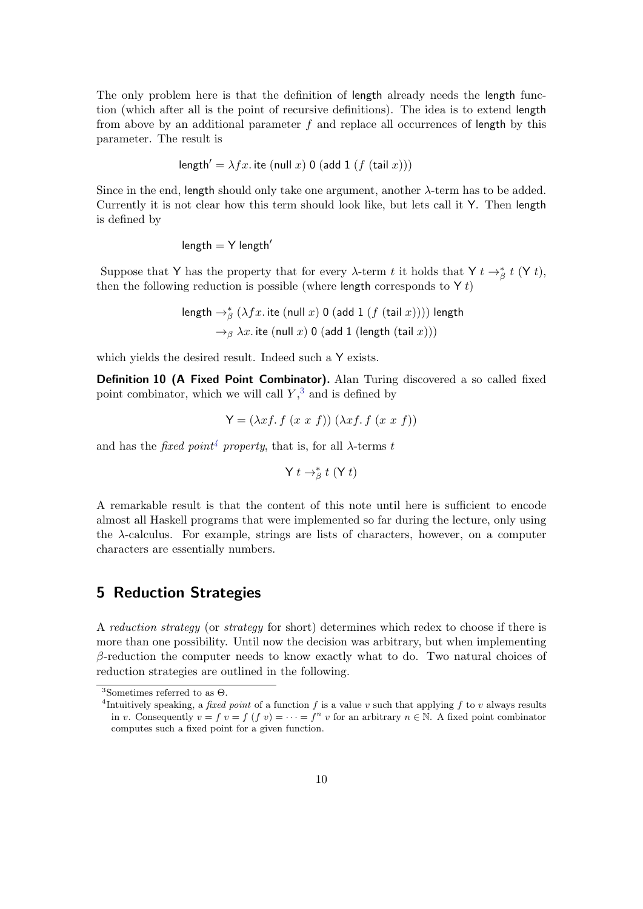The only problem here is that the definition of length already needs the length function (which after all is the point of recursive definitions). The idea is to extend length from above by an additional parameter $f$ and replace all occurrences of length by this parameter. The result is

$$\mathsf{length}' = \lambda f x.\, \mathsf{ite}\ (\mathsf{null}\ x)\ 0\ (\mathsf{add}\ 1\ (f\ (\mathsf{tail}\ x)))$$

Since in the end, length should only take one argument, another $\lambda$-term has to be added. Currently it is not clear how this term should look like, but lets call it Y. Then length is defined by

$$\mathsf{length} = \mathsf{Y}\ \mathsf{length}'$$

Suppose that Y has the property that for every $\lambda$-term $t$ it holds that $\mathsf{Y}\ t \rightarrow^*_\beta t\ (\mathsf{Y}\ t)$, then the following reduction is possible (where length corresponds to $\mathsf{Y}\ t$)

$$\begin{aligned}\mathsf{length} &\rightarrow^*_\beta (\lambda f x.\, \mathsf{ite}\ (\mathsf{null}\ x)\ 0\ (\mathsf{add}\ 1\ (f\ (\mathsf{tail}\ x))))\ \mathsf{length} \\ &\rightarrow_\beta \lambda x.\, \mathsf{ite}\ (\mathsf{null}\ x)\ 0\ (\mathsf{add}\ 1\ (\mathsf{length}\ (\mathsf{tail}\ x)))\end{aligned}$$

which yields the desired result. Indeed such a Y exists.

**Definition 10 (A Fixed Point Combinator).** Alan Turing discovered a so called fixed point combinator, which we will call $Y$,[3] and is defined by

$$\mathsf{Y} = (\lambda x f.\, f\ (x\ x\ f))\ (\lambda x f.\, f\ (x\ x\ f))$$

and has the *fixed point*[4] *property*, that is, for all $\lambda$-terms $t$

$$\mathsf{Y}\ t \rightarrow^*_\beta t\ (\mathsf{Y}\ t)$$

A remarkable result is that the content of this note until here is sufficient to encode almost all Haskell programs that were implemented so far during the lecture, only using the $\lambda$-calculus. For example, strings are lists of characters, however, on a computer characters are essentially numbers.

## 5 Reduction Strategies

A *reduction strategy* (or *strategy* for short) determines which redex to choose if there is more than one possibility. Until now the decision was arbitrary, but when implementing $\beta$-reduction the computer needs to know exactly what to do. Two natural choices of reduction strategies are outlined in the following.

[3] Sometimes referred to as $\Theta$.

[4] Intuitively speaking, a *fixed point* of a function $f$ is a value $v$ such that applying $f$ to $v$ always results in $v$. Consequently $v = f\ v = f\ (f\ v) = \cdots = f^n\ v$ for an arbitrary $n \in \mathbb{N}$. A fixed point combinator computes such a fixed point for a given function.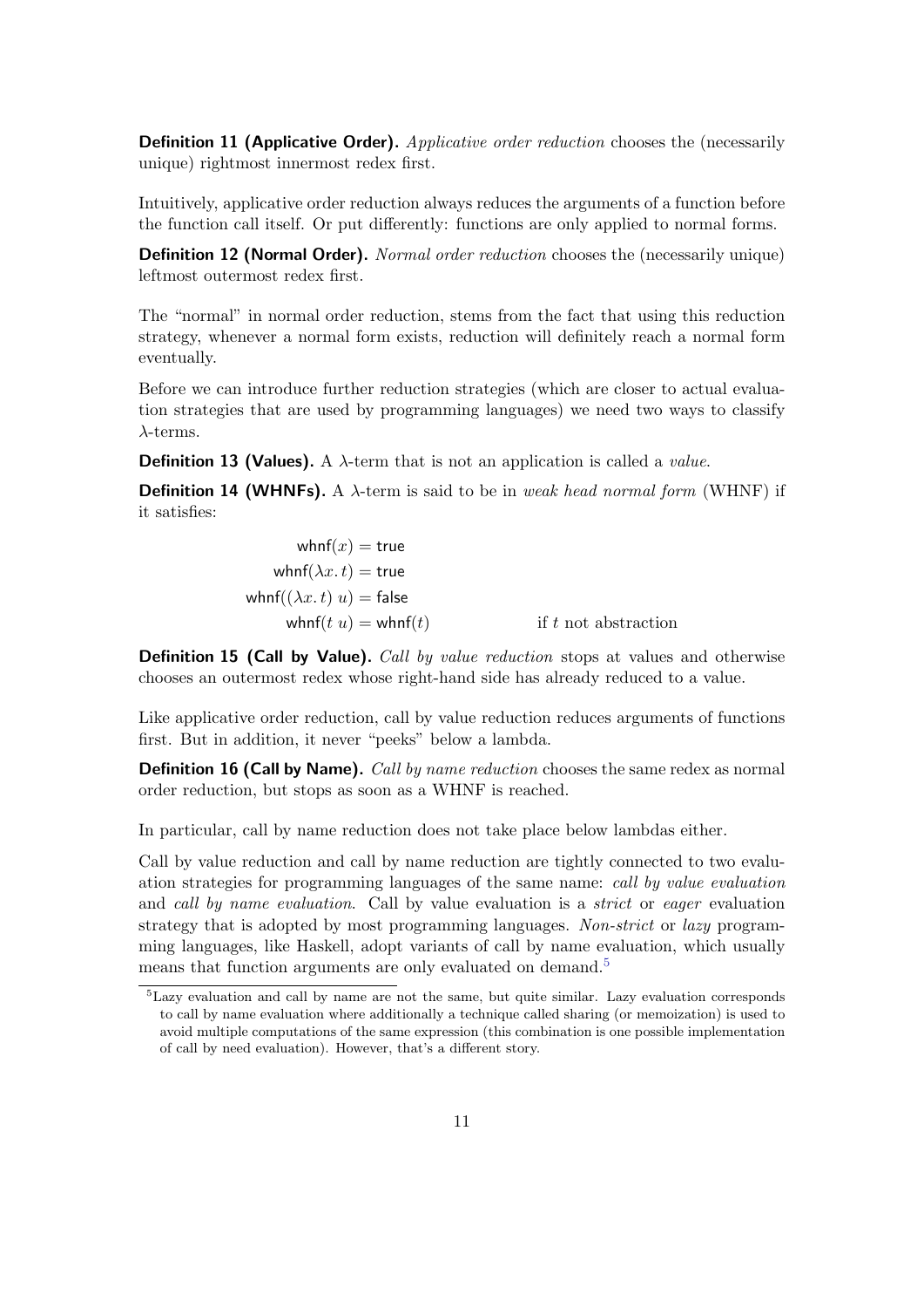**Definition 11 (Applicative Order).** *Applicative order reduction* chooses the (necessarily unique) rightmost innermost redex first.

Intuitively, applicative order reduction always reduces the arguments of a function before the function call itself. Or put differently: functions are only applied to normal forms.

**Definition 12 (Normal Order).** *Normal order reduction* chooses the (necessarily unique) leftmost outermost redex first.

The "normal" in normal order reduction, stems from the fact that using this reduction strategy, whenever a normal form exists, reduction will definitely reach a normal form eventually.

Before we can introduce further reduction strategies (which are closer to actual evaluation strategies that are used by programming languages) we need two ways to classify $\lambda$-terms.

**Definition 13 (Values).** A $\lambda$-term that is not an application is called a *value*.

**Definition 14 (WHNFs).** A $\lambda$-term is said to be in *weak head normal form* (WHNF) if it satisfies:

$$
\begin{aligned}
\mathsf{whnf}(x) &= \mathsf{true} \\
\mathsf{whnf}(\lambda x.\, t) &= \mathsf{true} \\
\mathsf{whnf}((\lambda x.\, t)\ u) &= \mathsf{false} \\
\mathsf{whnf}(t\ u) &= \mathsf{whnf}(t) && \text{if } t \text{ not abstraction}
\end{aligned}
$$

**Definition 15 (Call by Value).** *Call by value reduction* stops at values and otherwise chooses an outermost redex whose right-hand side has already reduced to a value.

Like applicative order reduction, call by value reduction reduces arguments of functions first. But in addition, it never "peeks" below a lambda.

**Definition 16 (Call by Name).** *Call by name reduction* chooses the same redex as normal order reduction, but stops as soon as a WHNF is reached.

In particular, call by name reduction does not take place below lambdas either.

Call by value reduction and call by name reduction are tightly connected to two evaluation strategies for programming languages of the same name: *call by value evaluation* and *call by name evaluation*. Call by value evaluation is a *strict* or *eager* evaluation strategy that is adopted by most programming languages. *Non-strict* or *lazy* programming languages, like Haskell, adopt variants of call by name evaluation, which usually means that function arguments are only evaluated on demand.[5]

[5] Lazy evaluation and call by name are not the same, but quite similar. Lazy evaluation corresponds to call by name evaluation where additionally a technique called sharing (or memoization) is used to avoid multiple computations of the same expression (this combination is one possible implementation of call by need evaluation). However, that's a different story.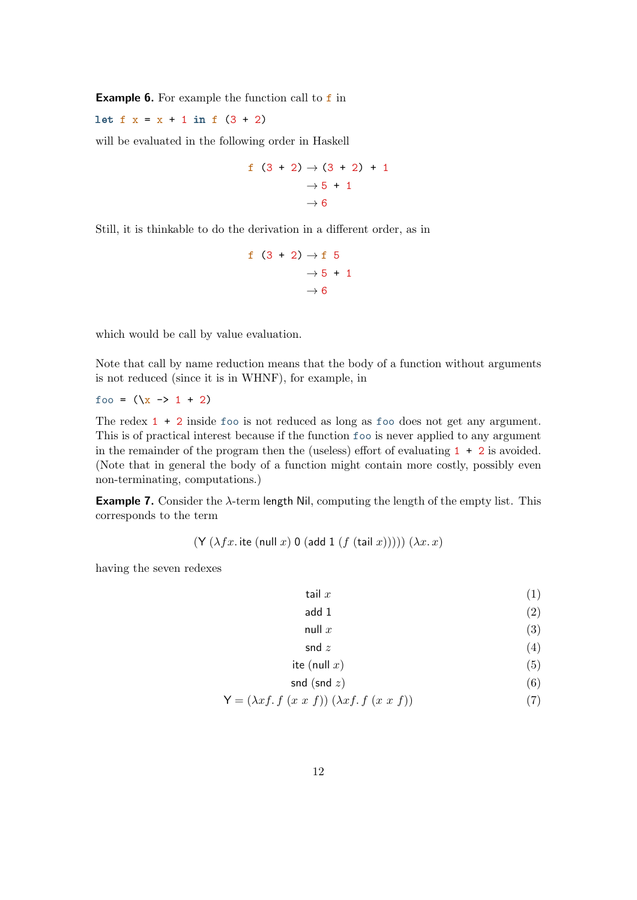**Example 6.** For example the function call to `f` in

```
let f x = x + 1 in f (3 + 2)
```

will be evaluated in the following order in Haskell

$$
\begin{aligned}
\texttt{f (3 + 2)} &\to \texttt{(3 + 2) + 1} \\
&\to \texttt{5 + 1} \\
&\to \texttt{6}
\end{aligned}
$$

Still, it is thinkable to do the derivation in a different order, as in

$$
\begin{aligned}
\texttt{f (3 + 2)} &\to \texttt{f 5} \\
&\to \texttt{5 + 1} \\
&\to \texttt{6}
\end{aligned}
$$

which would be call by value evaluation.

Note that call by name reduction means that the body of a function without arguments is not reduced (since it is in WHNF), for example, in

```
foo = (\x -> 1 + 2)
```

The redex `1 + 2` inside `foo` is not reduced as long as `foo` does not get any argument. This is of practical interest because if the function `foo` is never applied to any argument in the remainder of the program then the (useless) effort of evaluating `1 + 2` is avoided. (Note that in general the body of a function might contain more costly, possibly even non-terminating, computations.)

**Example 7.** Consider the $\lambda$-term length Nil, computing the length of the empty list. This corresponds to the term

$$(\mathsf{Y}\ (\lambda f x.\, \mathsf{ite}\ (\mathsf{null}\ x)\ \mathsf{0}\ (\mathsf{add}\ \mathsf{1}\ (f\ (\mathsf{tail}\ x)))))\ (\lambda x.\, x)$$

having the seven redexes

$$
\begin{aligned}
&\mathsf{tail}\ x && (1) \\
&\mathsf{add}\ \mathsf{1} && (2) \\
&\mathsf{null}\ x && (3) \\
&\mathsf{snd}\ z && (4) \\
&\mathsf{ite}\ (\mathsf{null}\ x) && (5) \\
&\mathsf{snd}\ (\mathsf{snd}\ z) && (6) \\
\mathsf{Y} = {} &(\lambda x f.\, f\ (x\ x\ f))\ (\lambda x f.\, f\ (x\ x\ f)) && (7)
\end{aligned}
$$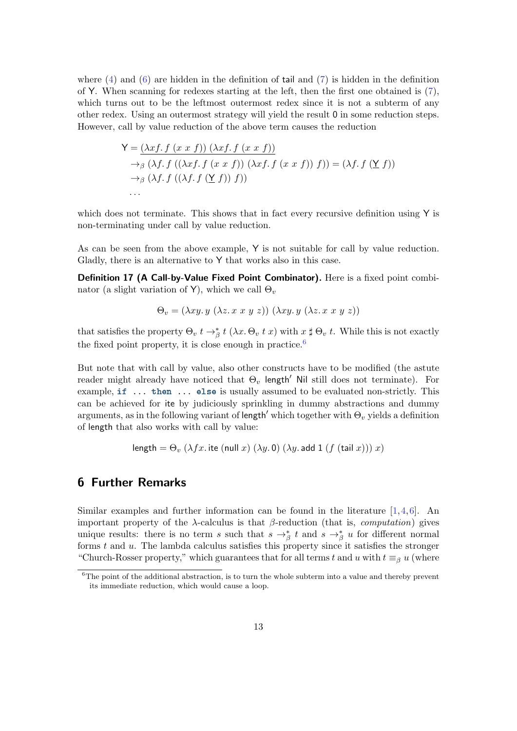where (4) and (6) are hidden in the definition of tail and (7) is hidden in the definition of Y. When scanning for redexes starting at the left, then the first one obtained is (7), which turns out to be the leftmost outermost redex since it is not a subterm of any other redex. Using an outermost strategy will yield the result 0 in some reduction steps. However, call by value reduction of the above term causes the reduction

$$
\begin{aligned}
\mathsf{Y} &= \underline{(\lambda x f.\, f\ (x\ x\ f))\ (\lambda x f.\, f\ (x\ x\ f))} \\
&\to_\beta (\lambda f.\, f\ ((\lambda x f.\, f\ (x\ x\ f))\ (\lambda x f.\, f\ (x\ x\ f))\ f)) = (\lambda f.\, f\ (\underline{\mathsf{Y}}\ f)) \\
&\to_\beta (\lambda f.\, f\ ((\lambda f.\, f\ (\underline{\mathsf{Y}}\ f))\ f)) \\
&\ldots
\end{aligned}
$$

which does not terminate. This shows that in fact every recursive definition using Y is non-terminating under call by value reduction.

As can be seen from the above example, Y is not suitable for call by value reduction. Gladly, there is an alternative to Y that works also in this case.

**Definition 17 (A Call-by-Value Fixed Point Combinator).** Here is a fixed point combinator (a slight variation of Y), which we call $\Theta_v$

$$\Theta_v = (\lambda x y.\, y\ (\lambda z.\, x\ x\ y\ z))\ (\lambda x y.\, y\ (\lambda z.\, x\ x\ y\ z))$$

that satisfies the property $\Theta_v\ t \to_\beta^* t\ (\lambda x.\, \Theta_v\ t\ x)$ with $x \sharp \Theta_v\ t$. While this is not exactly the fixed point property, it is close enough in practice.[6]

But note that with call by value, also other constructs have to be modified (the astute reader might already have noticed that $\Theta_v$ $\mathsf{length}'$ Nil still does not terminate). For example, **if** ... **then** ... **else** is usually assumed to be evaluated non-strictly. This can be achieved for ite by judiciously sprinkling in dummy abstractions and dummy arguments, as in the following variant of $\mathsf{length}'$ which together with $\Theta_v$ yields a definition of length that also works with call by value:

$$\mathsf{length} = \Theta_v\ (\lambda f x.\, \mathsf{ite}\ (\mathsf{null}\ x)\ (\lambda y.\, 0)\ (\lambda y.\, \mathsf{add}\ 1\ (f\ (\mathsf{tail}\ x)))\ x)$$

## 6 Further Remarks

Similar examples and further information can be found in the literature [1,4,6]. An important property of the λ-calculus is that β-reduction (that is, *computation*) gives unique results: there is no term $s$ such that $s \to_\beta^* t$ and $s \to_\beta^* u$ for different normal forms $t$ and $u$. The lambda calculus satisfies this property since it satisfies the stronger "Church-Rosser property," which guarantees that for all terms $t$ and $u$ with $t \equiv_\beta u$ (where

[6] The point of the additional abstraction, is to turn the whole subterm into a value and thereby prevent its immediate reduction, which would cause a loop.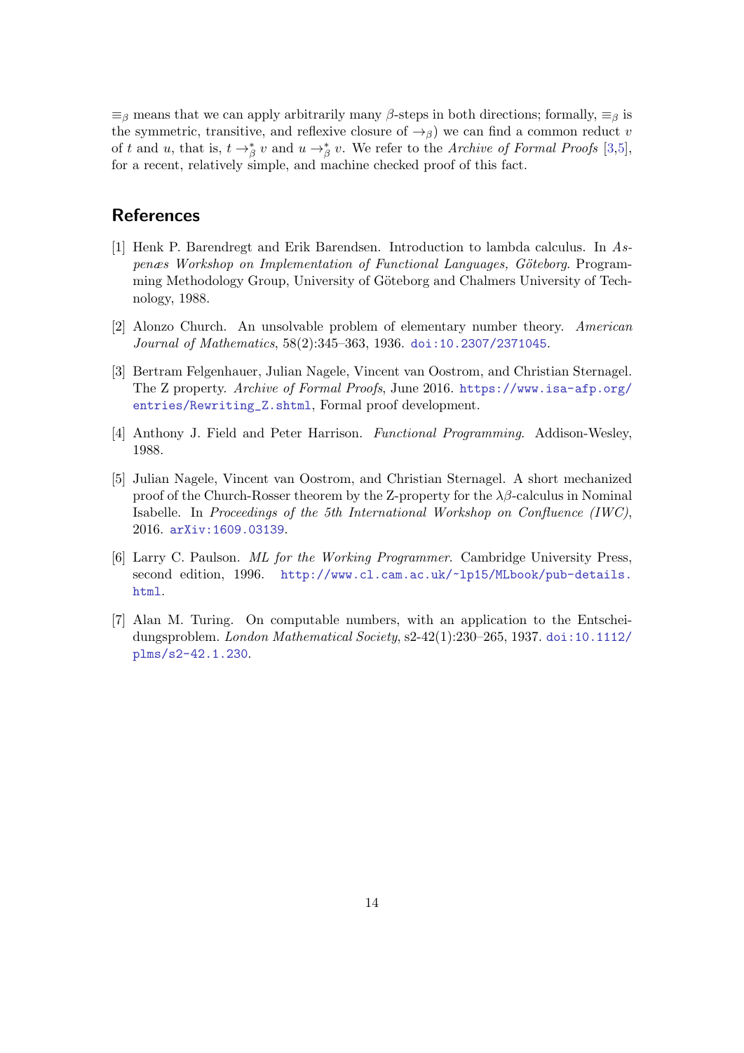$\equiv_\beta$ means that we can apply arbitrarily many $\beta$-steps in both directions; formally, $\equiv_\beta$ is the symmetric, transitive, and reflexive closure of $\rightarrow_\beta$) we can find a common reduct $v$ of $t$ and $u$, that is, $t \rightarrow_\beta^* v$ and $u \rightarrow_\beta^* v$. We refer to the *Archive of Formal Proofs* [3,5], for a recent, relatively simple, and machine checked proof of this fact.

## References

[1] Henk P. Barendregt and Erik Barendsen. Introduction to lambda calculus. In *Aspenæs Workshop on Implementation of Functional Languages, Göteborg*. Programming Methodology Group, University of Göteborg and Chalmers University of Technology, 1988.

[2] Alonzo Church. An unsolvable problem of elementary number theory. *American Journal of Mathematics*, 58(2):345–363, 1936. doi:10.2307/2371045.

[3] Bertram Felgenhauer, Julian Nagele, Vincent van Oostrom, and Christian Sternagel. The Z property. *Archive of Formal Proofs*, June 2016. https://www.isa-afp.org/entries/Rewriting_Z.shtml, Formal proof development.

[4] Anthony J. Field and Peter Harrison. *Functional Programming*. Addison-Wesley, 1988.

[5] Julian Nagele, Vincent van Oostrom, and Christian Sternagel. A short mechanized proof of the Church-Rosser theorem by the Z-property for the $\lambda\beta$-calculus in Nominal Isabelle. In *Proceedings of the 5th International Workshop on Confluence (IWC)*, 2016. arXiv:1609.03139.

[6] Larry C. Paulson. *ML for the Working Programmer*. Cambridge University Press, second edition, 1996. http://www.cl.cam.ac.uk/~lp15/MLbook/pub-details.html.

[7] Alan M. Turing. On computable numbers, with an application to the Entscheidungsproblem. *London Mathematical Society*, s2-42(1):230–265, 1937. doi:10.1112/plms/s2-42.1.230.